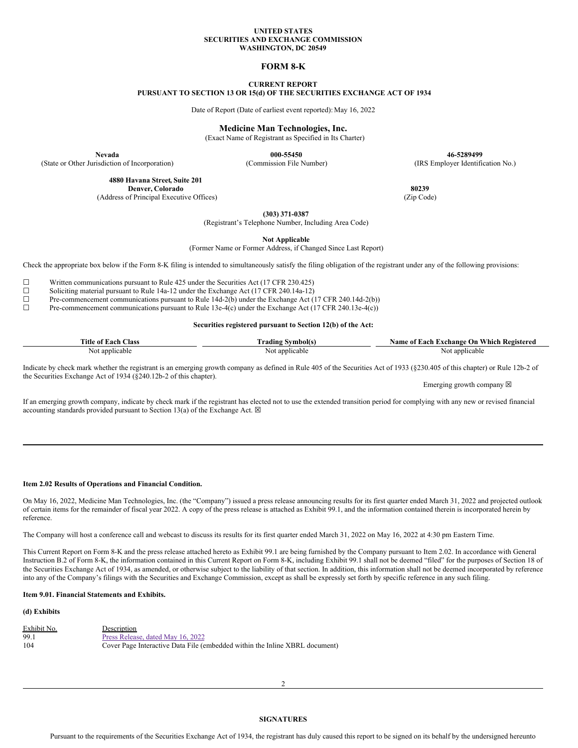**UNITED STATES**
**SECURITIES AND EXCHANGE COMMISSION**
**WASHINGTON, DC 20549**

# FORM 8-K

**CURRENT REPORT**
**PURSUANT TO SECTION 13 OR 15(d) OF THE SECURITIES EXCHANGE ACT OF 1934**

Date of Report (Date of earliest event reported): May 16, 2022

**Medicine Man Technologies, Inc.**
(Exact Name of Registrant as Specified in Its Charter)

| **Nevada** | **000-55450** | **46-5289499** |
|---|---|---|
| (State or Other Jurisdiction of Incorporation) | (Commission File Number) | (IRS Employer Identification No.) |

| **4880 Havana Street, Suite 201 Denver, Colorado** | **80239** |
|---|---|
| (Address of Principal Executive Offices) | (Zip Code) |

**(303) 371-0387**
(Registrant's Telephone Number, Including Area Code)

**Not Applicable**
(Former Name or Former Address, if Changed Since Last Report)

Check the appropriate box below if the Form 8-K filing is intended to simultaneously satisfy the filing obligation of the registrant under any of the following provisions:

☐ Written communications pursuant to Rule 425 under the Securities Act (17 CFR 230.425)
☐ Soliciting material pursuant to Rule 14a-12 under the Exchange Act (17 CFR 240.14a-12)
☐ Pre-commencement communications pursuant to Rule 14d-2(b) under the Exchange Act (17 CFR 240.14d-2(b))
☐ Pre-commencement communications pursuant to Rule 13e-4(c) under the Exchange Act (17 CFR 240.13e-4(c))

**Securities registered pursuant to Section 12(b) of the Act:**

| Title of Each Class | Trading Symbol(s) | Name of Each Exchange On Which Registered |
|---|---|---|
| Not applicable | Not applicable | Not applicable |

Indicate by check mark whether the registrant is an emerging growth company as defined in Rule 405 of the Securities Act of 1933 (§230.405 of this chapter) or Rule 12b-2 of the Securities Exchange Act of 1934 (§240.12b-2 of this chapter).

Emerging growth company ☒

If an emerging growth company, indicate by check mark if the registrant has elected not to use the extended transition period for complying with any new or revised financial accounting standards provided pursuant to Section 13(a) of the Exchange Act. ☒

---

**Item 2.02 Results of Operations and Financial Condition.**

On May 16, 2022, Medicine Man Technologies, Inc. (the "Company") issued a press release announcing results for its first quarter ended March 31, 2022 and projected outlook of certain items for the remainder of fiscal year 2022. A copy of the press release is attached as Exhibit 99.1, and the information contained therein is incorporated herein by reference.

The Company will host a conference call and webcast to discuss its results for its first quarter ended March 31, 2022 on May 16, 2022 at 4:30 pm Eastern Time.

This Current Report on Form 8-K and the press release attached hereto as Exhibit 99.1 are being furnished by the Company pursuant to Item 2.02. In accordance with General Instruction B.2 of Form 8-K, the information contained in this Current Report on Form 8-K, including Exhibit 99.1 shall not be deemed "filed" for the purposes of Section 18 of the Securities Exchange Act of 1934, as amended, or otherwise subject to the liability of that section. In addition, this information shall not be deemed incorporated by reference into any of the Company's filings with the Securities and Exchange Commission, except as shall be expressly set forth by specific reference in any such filing.

**Item 9.01. Financial Statements and Exhibits.**

**(d) Exhibits**

| Exhibit No. | Description |
|---|---|
| 99.1 | Press Release, dated May 16, 2022 |
| 104 | Cover Page Interactive Data File (embedded within the Inline XBRL document) |

**SIGNATURES**

Pursuant to the requirements of the Securities Exchange Act of 1934, the registrant has duly caused this report to be signed on its behalf by the undersigned hereunto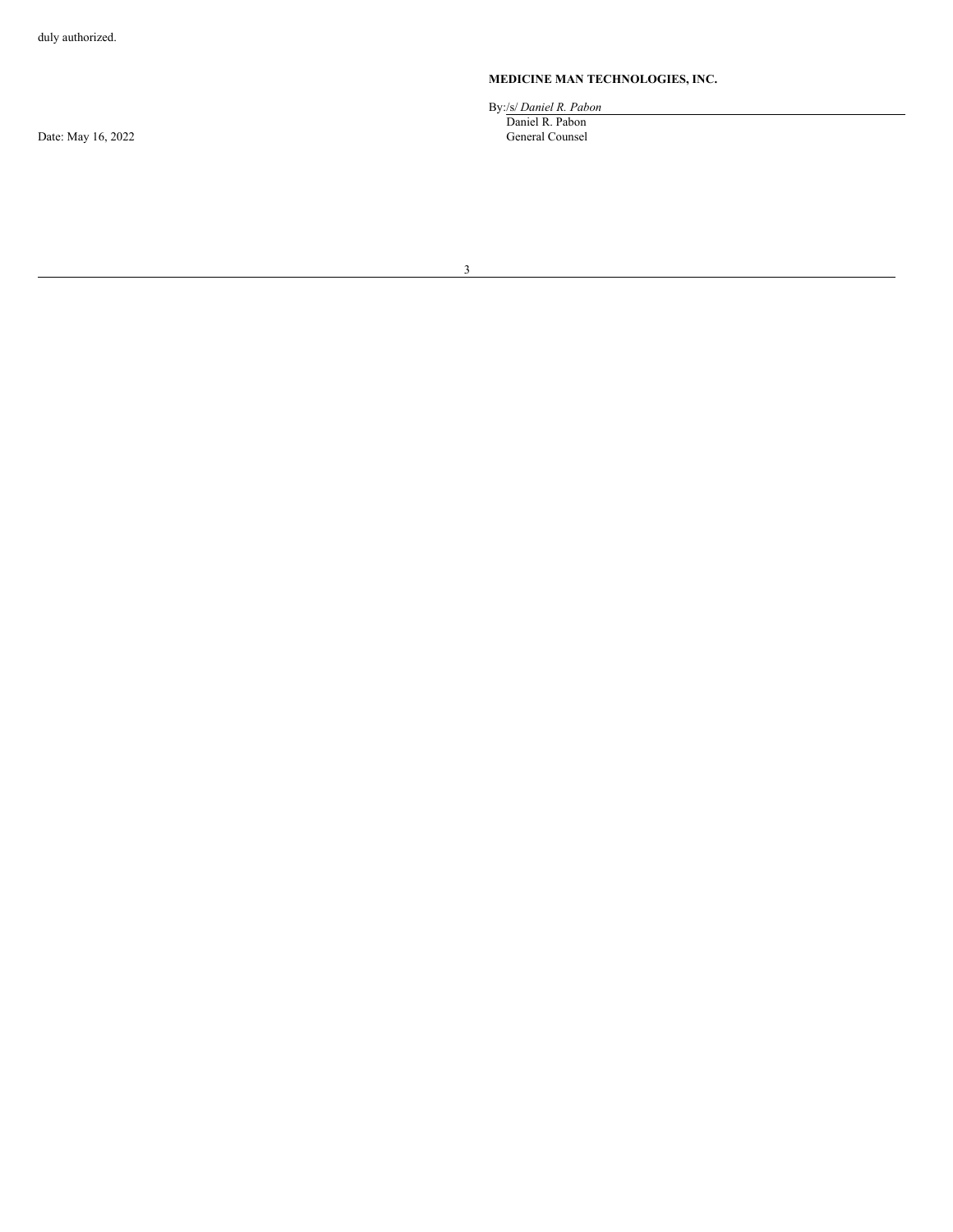duly authorized.

**MEDICINE MAN TECHNOLOGIES, INC.**

By:/s/ *Daniel R. Pabon*
Daniel R. Pabon
General Counsel

Date: May 16, 2022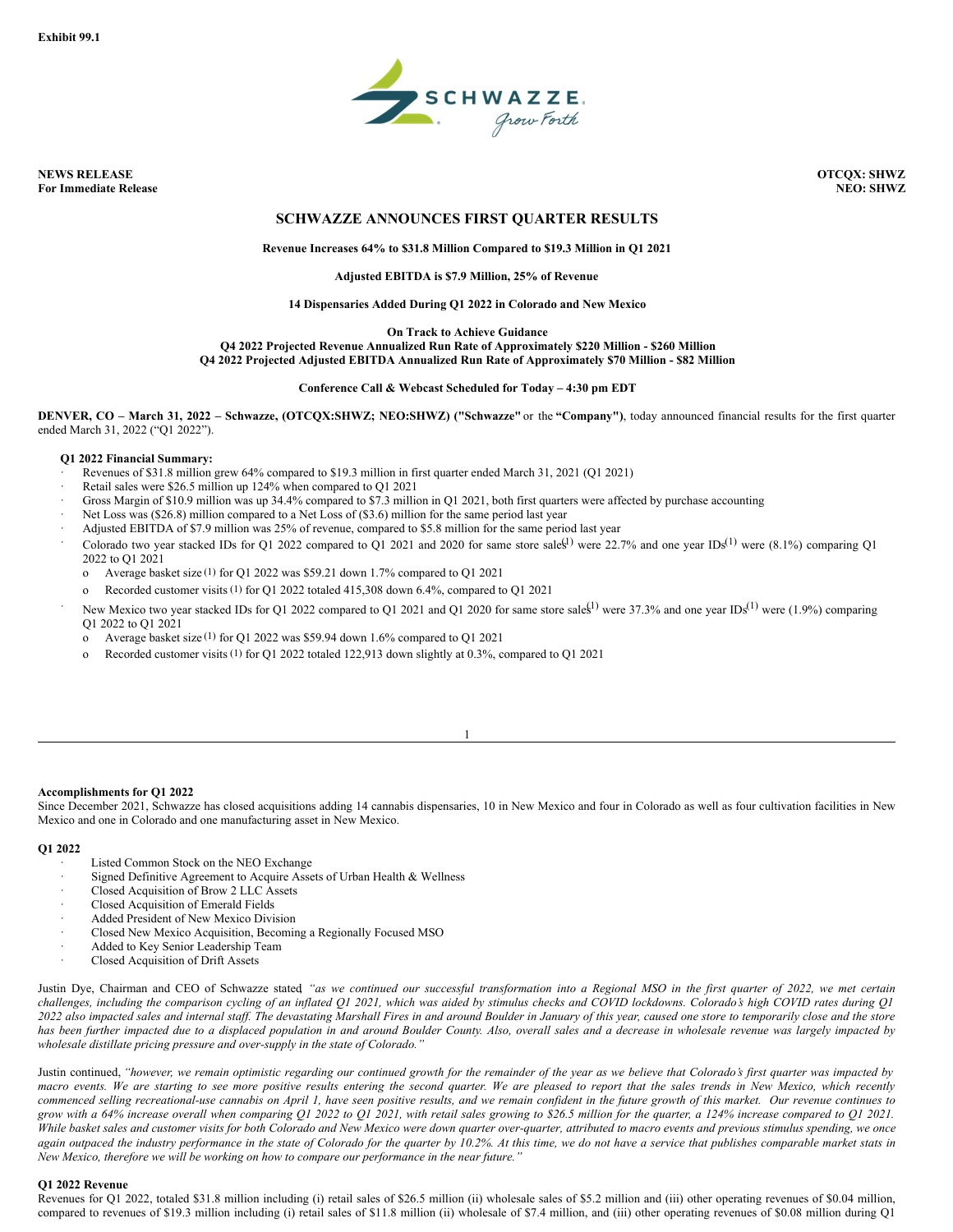Exhibit 99.1

**NEWS RELEASE**
**For Immediate Release**

**OTCQX: SHWZ**
**NEO: SHWZ**

## SCHWAZZE ANNOUNCES FIRST QUARTER RESULTS

**Revenue Increases 64% to $31.8 Million Compared to $19.3 Million in Q1 2021**

**Adjusted EBITDA is $7.9 Million, 25% of Revenue**

**14 Dispensaries Added During Q1 2022 in Colorado and New Mexico**

**On Track to Achieve Guidance**
**Q4 2022 Projected Revenue Annualized Run Rate of Approximately $220 Million - $260 Million**
**Q4 2022 Projected Adjusted EBITDA Annualized Run Rate of Approximately $70 Million - $82 Million**

**Conference Call & Webcast Scheduled for Today – 4:30 pm EDT**

**DENVER, CO – March 31, 2022 – Schwazze, (OTCQX:SHWZ; NEO:SHWZ) ("Schwazze"** or the **"Company")**, today announced financial results for the first quarter ended March 31, 2022 ("Q1 2022").

**Q1 2022 Financial Summary:**

- Revenues of $31.8 million grew 64% compared to $19.3 million in first quarter ended March 31, 2021 (Q1 2021)
- Retail sales were $26.5 million up 124% when compared to Q1 2021
- Gross Margin of $10.9 million was up 34.4% compared to $7.3 million in Q1 2021, both first quarters were affected by purchase accounting
- Net Loss was ($26.8) million compared to a Net Loss of ($3.6) million for the same period last year
- Adjusted EBITDA of $7.9 million was 25% of revenue, compared to $5.8 million for the same period last year
- Colorado two year stacked IDs for Q1 2022 compared to Q1 2021 and 2020 for same store sales[1] were 22.7% and one year IDs[1] were (8.1%) comparing Q1 2022 to Q1 2021
  - Average basket size [1] for Q1 2022 was $59.21 down 1.7% compared to Q1 2021
  - Recorded customer visits [1] for Q1 2022 totaled 415,308 down 6.4%, compared to Q1 2021
- New Mexico two year stacked IDs for Q1 2022 compared to Q1 2021 and Q1 2020 for same store sales[1] were 37.3% and one year IDs[1] were (1.9%) comparing Q1 2022 to Q1 2021
  - Average basket size [1] for Q1 2022 was $59.94 down 1.6% compared to Q1 2021
  - Recorded customer visits [1] for Q1 2022 totaled 122,913 down slightly at 0.3%, compared to Q1 2021

**Accomplishments for Q1 2022**

Since December 2021, Schwazze has closed acquisitions adding 14 cannabis dispensaries, 10 in New Mexico and four in Colorado as well as four cultivation facilities in New Mexico and one in Colorado and one manufacturing asset in New Mexico.

**Q1 2022**

- Listed Common Stock on the NEO Exchange
- Signed Definitive Agreement to Acquire Assets of Urban Health & Wellness
- Closed Acquisition of Brow 2 LLC Assets
- Closed Acquisition of Emerald Fields
- Added President of New Mexico Division
- Closed New Mexico Acquisition, Becoming a Regionally Focused MSO
- Added to Key Senior Leadership Team
- Closed Acquisition of Drift Assets

Justin Dye, Chairman and CEO of Schwazze stated *"as we continued our successful transformation into a Regional MSO in the first quarter of 2022, we met certain challenges, including the comparison cycling of an inflated Q1 2021, which was aided by stimulus checks and COVID lockdowns. Colorado's high COVID rates during Q1 2022 also impacted sales and internal staff. The devastating Marshall Fires in and around Boulder in January of this year, caused one store to temporarily close and the store has been further impacted due to a displaced population in and around Boulder County. Also, overall sales and a decrease in wholesale revenue was largely impacted by wholesale distillate pricing pressure and over-supply in the state of Colorado."*

Justin continued, *"however, we remain optimistic regarding our continued growth for the remainder of the year as we believe that Colorado's first quarter was impacted by macro events. We are starting to see more positive results entering the second quarter. We are pleased to report that the sales trends in New Mexico, which recently commenced selling recreational-use cannabis on April 1, have seen positive results, and we remain confident in the future growth of this market. Our revenue continues to grow with a 64% increase overall when comparing Q1 2022 to Q1 2021, with retail sales growing to $26.5 million for the quarter, a 124% increase compared to Q1 2021. While basket sales and customer visits for both Colorado and New Mexico were down quarter over-quarter, attributed to macro events and previous stimulus spending, we once again outpaced the industry performance in the state of Colorado for the quarter by 10.2%. At this time, we do not have a service that publishes comparable market stats in New Mexico, therefore we will be working on how to compare our performance in the near future."*

**Q1 2022 Revenue**

Revenues for Q1 2022, totaled $31.8 million including (i) retail sales of $26.5 million (ii) wholesale sales of $5.2 million and (iii) other operating revenues of $0.04 million, compared to revenues of $19.3 million including (i) retail sales of $11.8 million (ii) wholesale of $7.4 million, and (iii) other operating revenues of $0.08 million during Q1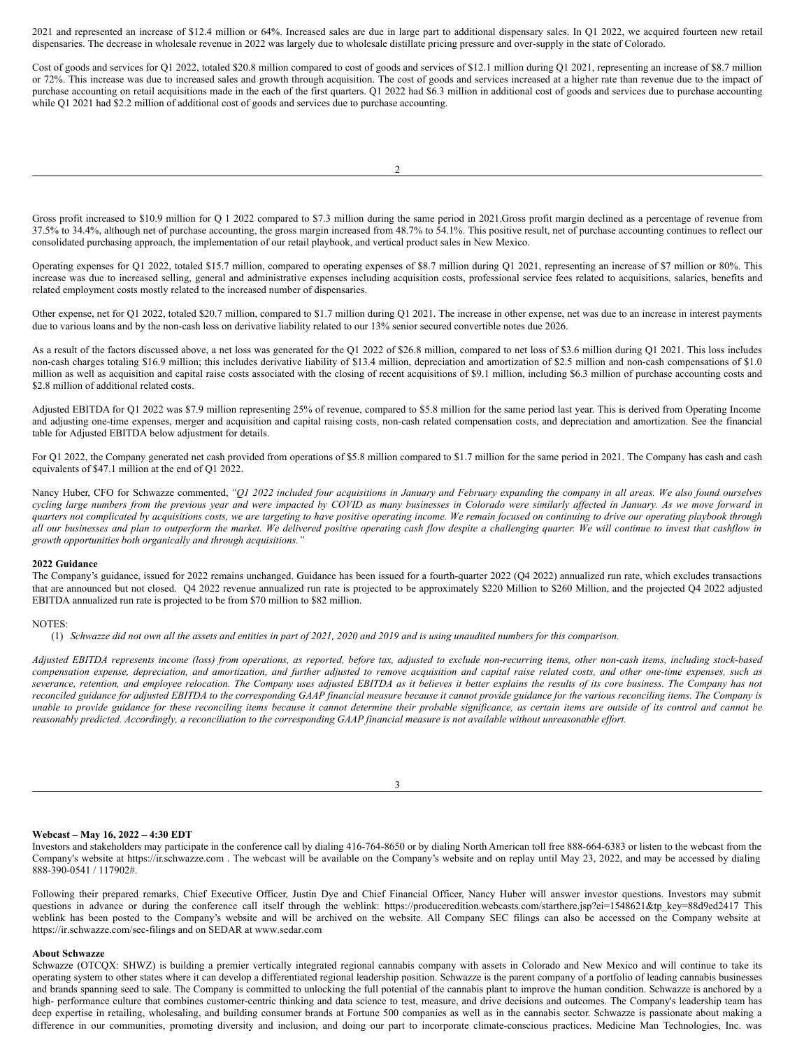2021 and represented an increase of $12.4 million or 64%. Increased sales are due in large part to additional dispensary sales. In Q1 2022, we acquired fourteen new retail dispensaries. The decrease in wholesale revenue in 2022 was largely due to wholesale distillate pricing pressure and over-supply in the state of Colorado.

Cost of goods and services for Q1 2022, totaled $20.8 million compared to cost of goods and services of $12.1 million during Q1 2021, representing an increase of $8.7 million or 72%. This increase was due to increased sales and growth through acquisition. The cost of goods and services increased at a higher rate than revenue due to the impact of purchase accounting on retail acquisitions made in the each of the first quarters. Q1 2022 had $6.3 million in additional cost of goods and services due to purchase accounting while Q1 2021 had $2.2 million of additional cost of goods and services due to purchase accounting.

Gross profit increased to $10.9 million for Q 1 2022 compared to $7.3 million during the same period in 2021.Gross profit margin declined as a percentage of revenue from 37.5% to 34.4%, although net of purchase accounting, the gross margin increased from 48.7% to 54.1%. This positive result, net of purchase accounting continues to reflect our consolidated purchasing approach, the implementation of our retail playbook, and vertical product sales in New Mexico.

Operating expenses for Q1 2022, totaled $15.7 million, compared to operating expenses of $8.7 million during Q1 2021, representing an increase of $7 million or 80%. This increase was due to increased selling, general and administrative expenses including acquisition costs, professional service fees related to acquisitions, salaries, benefits and related employment costs mostly related to the increased number of dispensaries.

Other expense, net for Q1 2022, totaled $20.7 million, compared to $1.7 million during Q1 2021. The increase in other expense, net was due to an increase in interest payments due to various loans and by the non-cash loss on derivative liability related to our 13% senior secured convertible notes due 2026.

As a result of the factors discussed above, a net loss was generated for the Q1 2022 of $26.8 million, compared to net loss of $3.6 million during Q1 2021. This loss includes non-cash charges totaling $16.9 million; this includes derivative liability of $13.4 million, depreciation and amortization of $2.5 million and non-cash compensations of $1.0 million as well as acquisition and capital raise costs associated with the closing of recent acquisitions of $9.1 million, including $6.3 million of purchase accounting costs and $2.8 million of additional related costs.

Adjusted EBITDA for Q1 2022 was $7.9 million representing 25% of revenue, compared to $5.8 million for the same period last year. This is derived from Operating Income and adjusting one-time expenses, merger and acquisition and capital raising costs, non-cash related compensation costs, and depreciation and amortization. See the financial table for Adjusted EBITDA below adjustment for details.

For Q1 2022, the Company generated net cash provided from operations of $5.8 million compared to $1.7 million for the same period in 2021. The Company has cash and cash equivalents of $47.1 million at the end of Q1 2022.

Nancy Huber, CFO for Schwazze commented, *"Q1 2022 included four acquisitions in January and February expanding the company in all areas. We also found ourselves cycling large numbers from the previous year and were impacted by COVID as many businesses in Colorado were similarly affected in January. As we move forward in quarters not complicated by acquisitions costs, we are targeting to have positive operating income. We remain focused on continuing to drive our operating playbook through all our businesses and plan to outperform the market. We delivered positive operating cash flow despite a challenging quarter. We will continue to invest that cashflow in growth opportunities both organically and through acquisitions."*

**2022 Guidance**

The Company's guidance, issued for 2022 remains unchanged. Guidance has been issued for a fourth-quarter 2022 (Q4 2022) annualized run rate, which excludes transactions that are announced but not closed. Q4 2022 revenue annualized run rate is projected to be approximately $220 Million to $260 Million, and the projected Q4 2022 adjusted EBITDA annualized run rate is projected to be from $70 million to $82 million.

NOTES:

(1) *Schwazze did not own all the assets and entities in part of 2021, 2020 and 2019 and is using unaudited numbers for this comparison.*

*Adjusted EBITDA represents income (loss) from operations, as reported, before tax, adjusted to exclude non-recurring items, other non-cash items, including stock-based compensation expense, depreciation, and amortization, and further adjusted to remove acquisition and capital raise related costs, and other one-time expenses, such as severance, retention, and employee relocation. The Company uses adjusted EBITDA as it believes it better explains the results of its core business. The Company has not reconciled guidance for adjusted EBITDA to the corresponding GAAP financial measure because it cannot provide guidance for the various reconciling items. The Company is unable to provide guidance for these reconciling items because it cannot determine their probable significance, as certain items are outside of its control and cannot be reasonably predicted. Accordingly, a reconciliation to the corresponding GAAP financial measure is not available without unreasonable effort.*

**Webcast – May 16, 2022 – 4:30 EDT**

Investors and stakeholders may participate in the conference call by dialing 416-764-8650 or by dialing North American toll free 888-664-6383 or listen to the webcast from the Company's website at https://ir.schwazze.com . The webcast will be available on the Company's website and on replay until May 23, 2022, and may be accessed by dialing 888-390-0541 / 117902#.

Following their prepared remarks, Chief Executive Officer, Justin Dye and Chief Financial Officer, Nancy Huber will answer investor questions. Investors may submit questions in advance or during the conference call itself through the weblink: https://produceredition.webcasts.com/starthere.jsp?ei=1548621&tp_key=88d9ed2417 This weblink has been posted to the Company's website and will be archived on the website. All Company SEC filings can also be accessed on the Company website at https://ir.schwazze.com/sec-filings and on SEDAR at www.sedar.com

**About Schwazze**

Schwazze (OTCQX: SHWZ) is building a premier vertically integrated regional cannabis company with assets in Colorado and New Mexico and will continue to take its operating system to other states where it can develop a differentiated regional leadership position. Schwazze is the parent company of a portfolio of leading cannabis businesses and brands spanning seed to sale. The Company is committed to unlocking the full potential of the cannabis plant to improve the human condition. Schwazze is anchored by a high- performance culture that combines customer-centric thinking and data science to test, measure, and drive decisions and outcomes. The Company's leadership team has deep expertise in retailing, wholesaling, and building consumer brands at Fortune 500 companies as well as in the cannabis sector. Schwazze is passionate about making a difference in our communities, promoting diversity and inclusion, and doing our part to incorporate climate-conscious practices. Medicine Man Technologies, Inc. was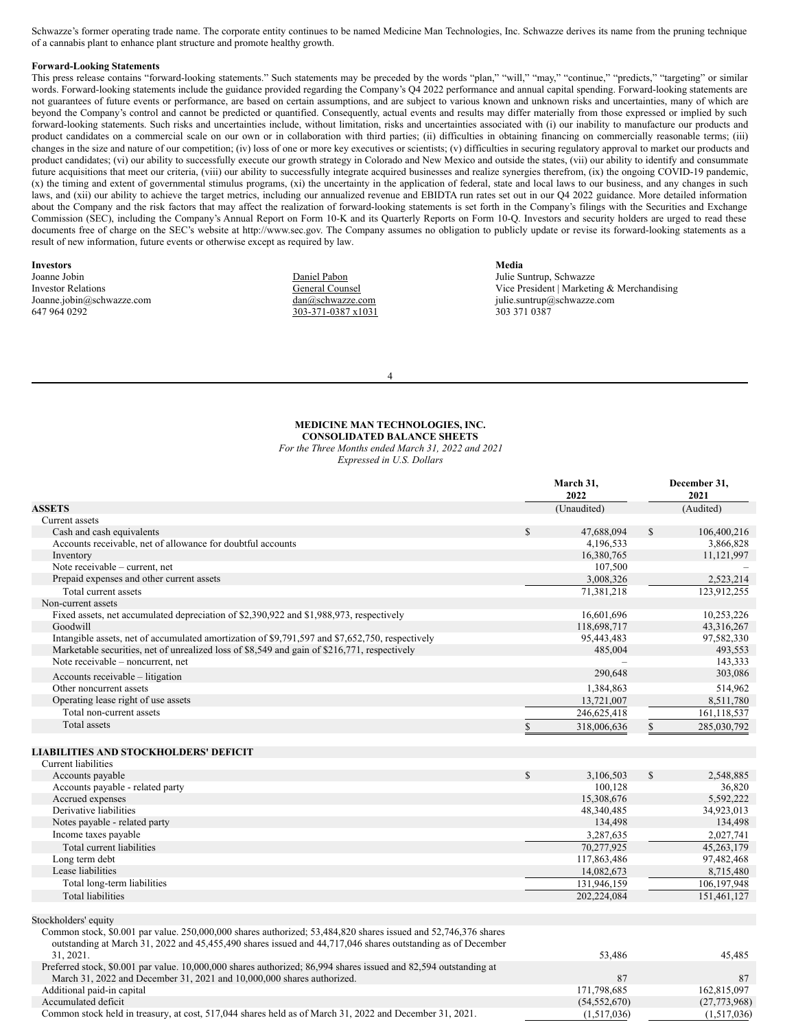Schwazze's former operating trade name. The corporate entity continues to be named Medicine Man Technologies, Inc. Schwazze derives its name from the pruning technique of a cannabis plant to enhance plant structure and promote healthy growth.

**Forward-Looking Statements**

This press release contains "forward-looking statements." Such statements may be preceded by the words "plan," "will," "may," "continue," "predicts," "targeting" or similar words. Forward-looking statements include the guidance provided regarding the Company's Q4 2022 performance and annual capital spending. Forward-looking statements are not guarantees of future events or performance, are based on certain assumptions, and are subject to various known and unknown risks and uncertainties, many of which are beyond the Company's control and cannot be predicted or quantified. Consequently, actual events and results may differ materially from those expressed or implied by such forward-looking statements. Such risks and uncertainties include, without limitation, risks and uncertainties associated with (i) our inability to manufacture our products and product candidates on a commercial scale on our own or in collaboration with third parties; (ii) difficulties in obtaining financing on commercially reasonable terms; (iii) changes in the size and nature of our competition; (iv) loss of one or more key executives or scientists; (v) difficulties in securing regulatory approval to market our products and product candidates; (vi) our ability to successfully execute our growth strategy in Colorado and New Mexico and outside the states, (vii) our ability to identify and consummate future acquisitions that meet our criteria, (viii) our ability to successfully integrate acquired businesses and realize synergies therefrom, (ix) the ongoing COVID-19 pandemic, (x) the timing and extent of governmental stimulus programs, (xi) the uncertainty in the application of federal, state and local laws to our business, and any changes in such laws, and (xii) our ability to achieve the target metrics, including our annualized revenue and EBIDTA run rates set out in our Q4 2022 guidance. More detailed information about the Company and the risk factors that may affect the realization of forward-looking statements is set forth in the Company's filings with the Securities and Exchange Commission (SEC), including the Company's Annual Report on Form 10-K and its Quarterly Reports on Form 10-Q. Investors and security holders are urged to read these documents free of charge on the SEC's website at http://www.sec.gov. The Company assumes no obligation to publicly update or revise its forward-looking statements as a result of new information, future events or otherwise except as required by law.

**Investors**
Joanne Jobin
Investor Relations
Joanne.jobin@schwazze.com
647 964 0292

Daniel Pabon
General Counsel
dan@schwazze.com
303-371-0387 x1031

**Media**
Julie Suntrup, Schwazze
Vice President | Marketing & Merchandising
julie.suntrup@schwazze.com
303 371 0387

**MEDICINE MAN TECHNOLOGIES, INC.**
**CONSOLIDATED BALANCE SHEETS**
*For the Three Months ended March 31, 2022 and 2021*
*Expressed in U.S. Dollars*

| | March 31, 2022 | December 31, 2021 |
|---|---|---|
| **ASSETS** | (Unaudited) | (Audited) |
| Current assets | | |
| Cash and cash equivalents | $ 47,688,094 | $ 106,400,216 |
| Accounts receivable, net of allowance for doubtful accounts | 4,196,533 | 3,866,828 |
| Inventory | 16,380,765 | 11,121,997 |
| Note receivable – current, net | 107,500 | – |
| Prepaid expenses and other current assets | 3,008,326 | 2,523,214 |
| Total current assets | 71,381,218 | 123,912,255 |
| Non-current assets | | |
| Fixed assets, net accumulated depreciation of $2,390,922 and $1,988,973, respectively | 16,601,696 | 10,253,226 |
| Goodwill | 118,698,717 | 43,316,267 |
| Intangible assets, net of accumulated amortization of $9,791,597 and $7,652,750, respectively | 95,443,483 | 97,582,330 |
| Marketable securities, net of unrealized loss of $8,549 and gain of $216,771, respectively | 485,004 | 493,553 |
| Note receivable – noncurrent, net | – | 143,333 |
| Accounts receivable – litigation | 290,648 | 303,086 |
| Other noncurrent assets | 1,384,863 | 514,962 |
| Operating lease right of use assets | 13,721,007 | 8,511,780 |
| Total non-current assets | 246,625,418 | 161,118,537 |
| Total assets | $ 318,006,636 | $ 285,030,792 |
| | | |
| **LIABILITIES AND STOCKHOLDERS' DEFICIT** | | |
| Current liabilities | | |
| Accounts payable | $ 3,106,503 | $ 2,548,885 |
| Accounts payable - related party | 100,128 | 36,820 |
| Accrued expenses | 15,308,676 | 5,592,222 |
| Derivative liabilities | 48,340,485 | 34,923,013 |
| Notes payable - related party | 134,498 | 134,498 |
| Income taxes payable | 3,287,635 | 2,027,741 |
| Total current liabilities | 70,277,925 | 45,263,179 |
| Long term debt | 117,863,486 | 97,482,468 |
| Lease liabilities | 14,082,673 | 8,715,480 |
| Total long-term liabilities | 131,946,159 | 106,197,948 |
| Total liabilities | 202,224,084 | 151,461,127 |
| | | |
| Stockholders' equity | | |
| Common stock, $0.001 par value. 250,000,000 shares authorized; 53,484,820 shares issued and 52,746,376 shares outstanding at March 31, 2022 and 45,455,490 shares issued and 44,717,046 shares outstanding as of December 31, 2021. | 53,486 | 45,485 |
| Preferred stock, $0.001 par value. 10,000,000 shares authorized; 86,994 shares issued and 82,594 outstanding at March 31, 2022 and December 31, 2021 and 10,000,000 shares authorized. | 87 | 87 |
| Additional paid-in capital | 171,798,685 | 162,815,097 |
| Accumulated deficit | (54,552,670) | (27,773,968) |
| Common stock held in treasury, at cost, 517,044 shares held as of March 31, 2022 and December 31, 2021. | (1,517,036) | (1,517,036) |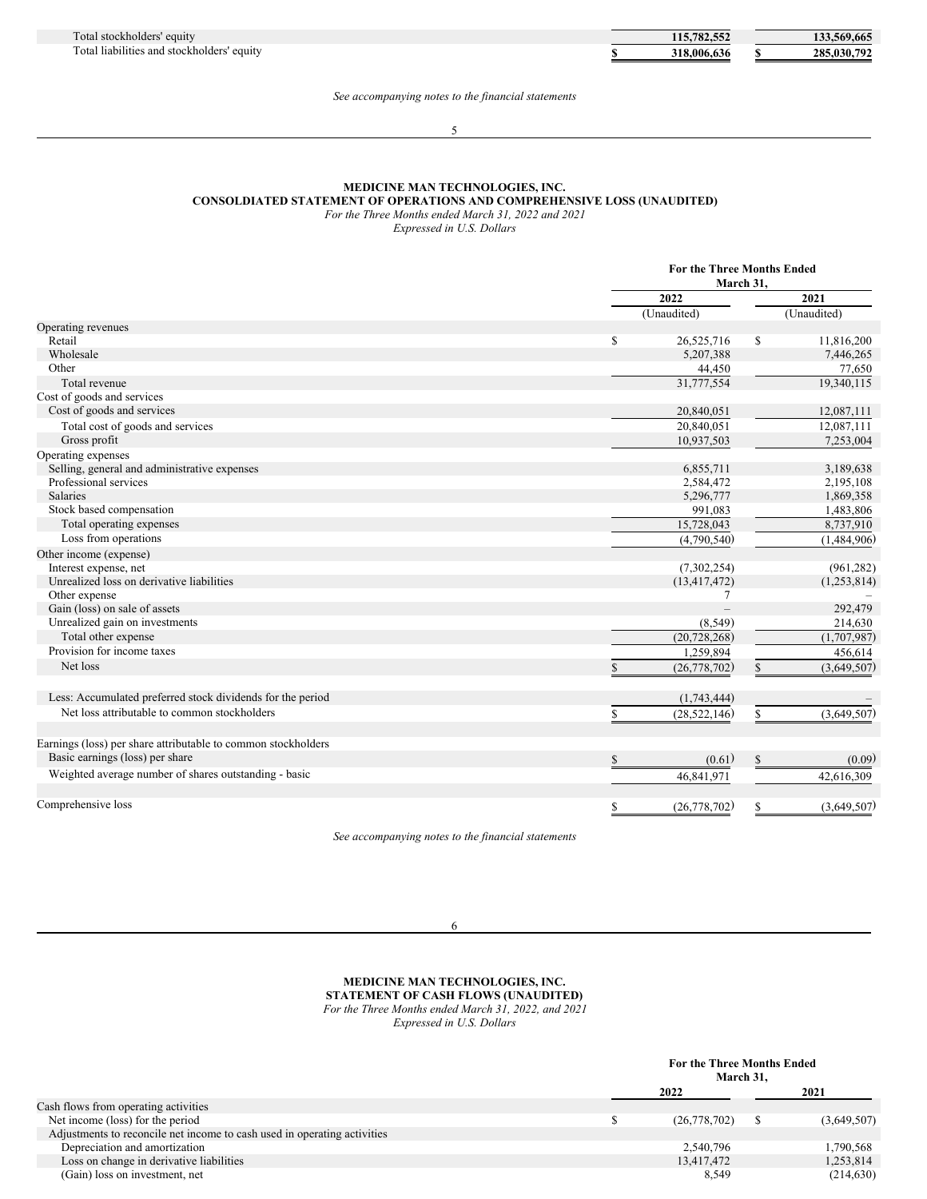| | | |
|---|---|---|
| Total stockholders' equity | 115,782,552 | 133,569,665 |
| Total liabilities and stockholders' equity | $ 318,006,636 | $ 285,030,792 |

*See accompanying notes to the financial statements*

## MEDICINE MAN TECHNOLOGIES, INC.
## CONSOLDIATED STATEMENT OF OPERATIONS AND COMPREHENSIVE LOSS (UNAUDITED)
*For the Three Months ended March 31, 2022 and 2021*
*Expressed in U.S. Dollars*

| | For the Three Months Ended March 31, | |
|---|---|---|
| | 2022 | 2021 |
| | (Unaudited) | (Unaudited) |
| Operating revenues | | |
| Retail | $ 26,525,716 | $ 11,816,200 |
| Wholesale | 5,207,388 | 7,446,265 |
| Other | 44,450 | 77,650 |
| Total revenue | 31,777,554 | 19,340,115 |
| Cost of goods and services | | |
| Cost of goods and services | 20,840,051 | 12,087,111 |
| Total cost of goods and services | 20,840,051 | 12,087,111 |
| Gross profit | 10,937,503 | 7,253,004 |
| Operating expenses | | |
| Selling, general and administrative expenses | 6,855,711 | 3,189,638 |
| Professional services | 2,584,472 | 2,195,108 |
| Salaries | 5,296,777 | 1,869,358 |
| Stock based compensation | 991,083 | 1,483,806 |
| Total operating expenses | 15,728,043 | 8,737,910 |
| Loss from operations | (4,790,540) | (1,484,906) |
| Other income (expense) | | |
| Interest expense, net | (7,302,254) | (961,282) |
| Unrealized loss on derivative liabilities | (13,417,472) | (1,253,814) |
| Other expense | 7 | – |
| Gain (loss) on sale of assets | – | 292,479 |
| Unrealized gain on investments | (8,549) | 214,630 |
| Total other expense | (20,728,268) | (1,707,987) |
| Provision for income taxes | 1,259,894 | 456,614 |
| Net loss | $ (26,778,702) | $ (3,649,507) |
| | | |
| Less: Accumulated preferred stock dividends for the period | (1,743,444) | – |
| Net loss attributable to common stockholders | $ (28,522,146) | $ (3,649,507) |
| | | |
| Earnings (loss) per share attributable to common stockholders | | |
| Basic earnings (loss) per share | $ (0.61) | $ (0.09) |
| Weighted average number of shares outstanding - basic | 46,841,971 | 42,616,309 |
| | | |
| Comprehensive loss | $ (26,778,702) | $ (3,649,507) |

*See accompanying notes to the financial statements*

## MEDICINE MAN TECHNOLOGIES, INC.
## STATEMENT OF CASH FLOWS (UNAUDITED)
*For the Three Months ended March 31, 2022, and 2021*
*Expressed in U.S. Dollars*

| | For the Three Months Ended March 31, | |
|---|---|---|
| | 2022 | 2021 |
| Cash flows from operating activities | | |
| Net income (loss) for the period | $ (26,778,702) | $ (3,649,507) |
| Adjustments to reconcile net income to cash used in operating activities | | |
| Depreciation and amortization | 2,540,796 | 1,790,568 |
| Loss on change in derivative liabilities | 13,417,472 | 1,253,814 |
| (Gain) loss on investment, net | 8,549 | (214,630) |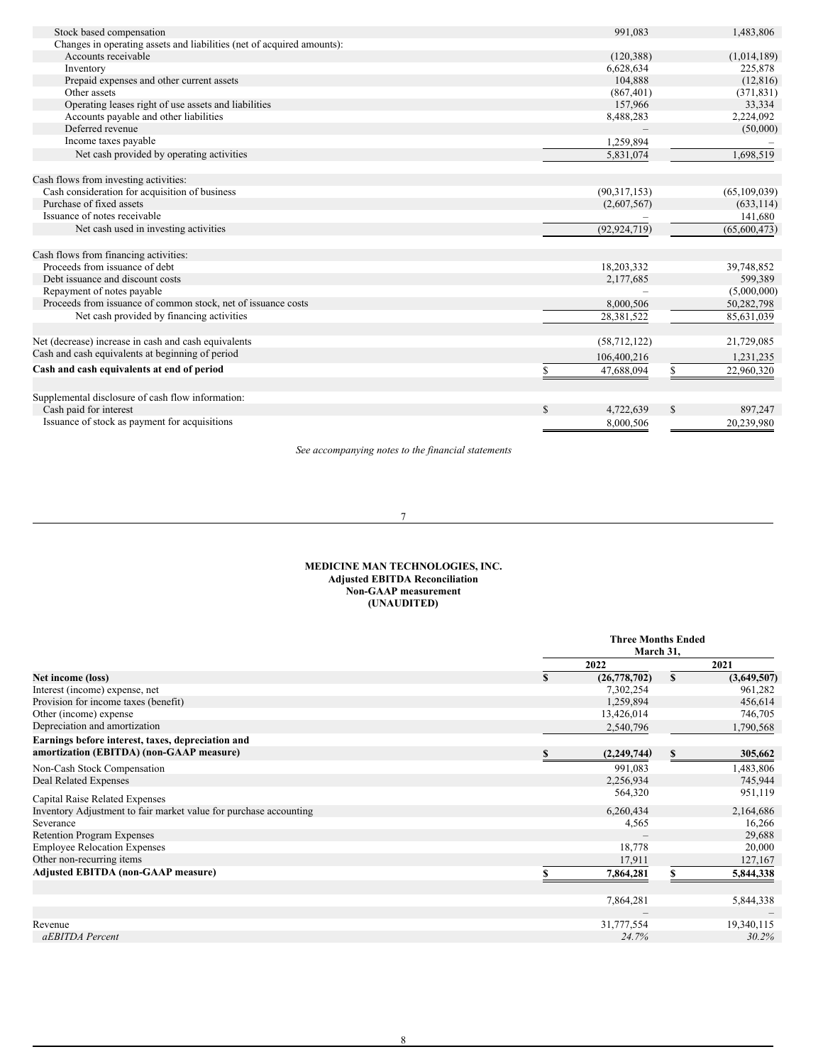| | | |
|---|---|---|
| Stock based compensation | 991,083 | 1,483,806 |
| Changes in operating assets and liabilities (net of acquired amounts): | | |
| Accounts receivable | (120,388) | (1,014,189) |
| Inventory | 6,628,634 | 225,878 |
| Prepaid expenses and other current assets | 104,888 | (12,816) |
| Other assets | (867,401) | (371,831) |
| Operating leases right of use assets and liabilities | 157,966 | 33,334 |
| Accounts payable and other liabilities | 8,488,283 | 2,224,092 |
| Deferred revenue | – | (50,000) |
| Income taxes payable | 1,259,894 | – |
| Net cash provided by operating activities | 5,831,074 | 1,698,519 |
| | | |
| Cash flows from investing activities: | | |
| Cash consideration for acquisition of business | (90,317,153) | (65,109,039) |
| Purchase of fixed assets | (2,607,567) | (633,114) |
| Issuance of notes receivable | – | 141,680 |
| Net cash used in investing activities | (92,924,719) | (65,600,473) |
| | | |
| Cash flows from financing activities: | | |
| Proceeds from issuance of debt | 18,203,332 | 39,748,852 |
| Debt issuance and discount costs | 2,177,685 | 599,389 |
| Repayment of notes payable | – | (5,000,000) |
| Proceeds from issuance of common stock, net of issuance costs | 8,000,506 | 50,282,798 |
| Net cash provided by financing activities | 28,381,522 | 85,631,039 |
| | | |
| Net (decrease) increase in cash and cash equivalents | (58,712,122) | 21,729,085 |
| Cash and cash equivalents at beginning of period | 106,400,216 | 1,231,235 |
| **Cash and cash equivalents at end of period** | $ 47,688,094 | $ 22,960,320 |
| | | |
| Supplemental disclosure of cash flow information: | | |
| Cash paid for interest | $ 4,722,639 | $ 897,247 |
| Issuance of stock as payment for acquisitions | 8,000,506 | 20,239,980 |

*See accompanying notes to the financial statements*

**MEDICINE MAN TECHNOLOGIES, INC.**
**Adjusted EBITDA Reconciliation**
**Non-GAAP measurement**
**(UNAUDITED)**

| | Three Months Ended March 31, | |
|---|---|---|
| | 2022 | 2021 |
| **Net income (loss)** | **$ (26,778,702)** | **$ (3,649,507)** |
| Interest (income) expense, net | 7,302,254 | 961,282 |
| Provision for income taxes (benefit) | 1,259,894 | 456,614 |
| Other (income) expense | 13,426,014 | 746,705 |
| Depreciation and amortization | 2,540,796 | 1,790,568 |
| **Earnings before interest, taxes, depreciation and amortization (EBITDA) (non-GAAP measure)** | **$ (2,249,744)** | **$ 305,662** |
| Non-Cash Stock Compensation | 991,083 | 1,483,806 |
| Deal Related Expenses | 2,256,934 | 745,944 |
| Capital Raise Related Expenses | 564,320 | 951,119 |
| Inventory Adjustment to fair market value for purchase accounting | 6,260,434 | 2,164,686 |
| Severance | 4,565 | 16,266 |
| Retention Program Expenses | – | 29,688 |
| Employee Relocation Expenses | 18,778 | 20,000 |
| Other non-recurring items | 17,911 | 127,167 |
| **Adjusted EBITDA (non-GAAP measure)** | **$ 7,864,281** | **$ 5,844,338** |
| | | |
| | 7,864,281 | 5,844,338 |
| | – | – |
| Revenue | 31,777,554 | 19,340,115 |
| *aEBITDA Percent* | *24.7%* | *30.2%* |